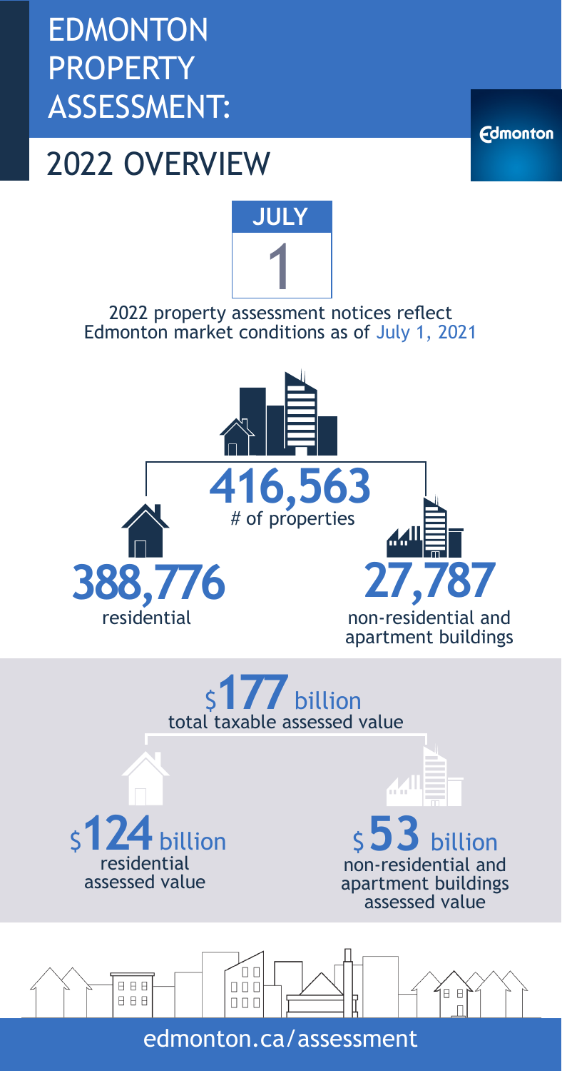# EDMONTON PROPERTY ASSESSMENT:

## 2022 OVERVIEW

Edmonton

JULY 1

2022 property assessment notices reflect Edmonton market conditions as of July 1, 2021

**416,563**
# of properties

**388,776**
residential

**27,787**
non-residential and apartment buildings

$**177** billion
total taxable assessed value

$**124** billion
residential assessed value

$**53** billion
non-residential and apartment buildings assessed value

edmonton.ca/assessment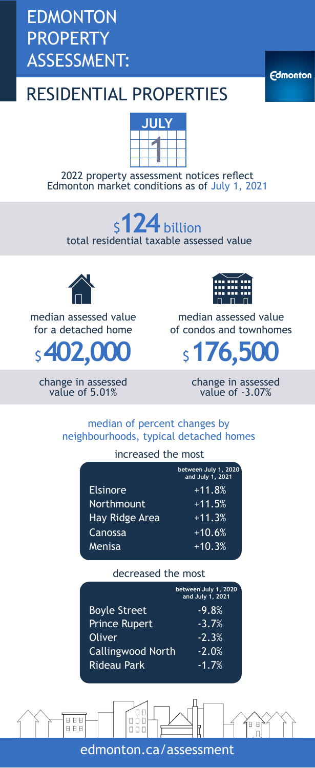# EDMONTON PROPERTY ASSESSMENT:

Edmonton

## RESIDENTIAL PROPERTIES

JULY 1

2022 property assessment notices reflect Edmonton market conditions as of July 1, 2021

**$124 billion**
total residential taxable assessed value

median assessed value for a detached home

**$402,000**

change in assessed value of 5.01%

median assessed value of condos and townhomes

**$176,500**

change in assessed value of -3.07%

### median of percent changes by neighbourhoods, typical detached homes

increased the most

| | between July 1, 2020 and July 1, 2021 |
|---|---|
| Elsinore | +11.8% |
| Northmount | +11.5% |
| Hay Ridge Area | +11.3% |
| Canossa | +10.6% |
| Menisa | +10.3% |

decreased the most

| | between July 1, 2020 and July 1, 2021 |
|---|---|
| Boyle Street | -9.8% |
| Prince Rupert | -3.7% |
| Oliver | -2.3% |
| Callingwood North | -2.0% |
| Rideau Park | -1.7% |

edmonton.ca/assessment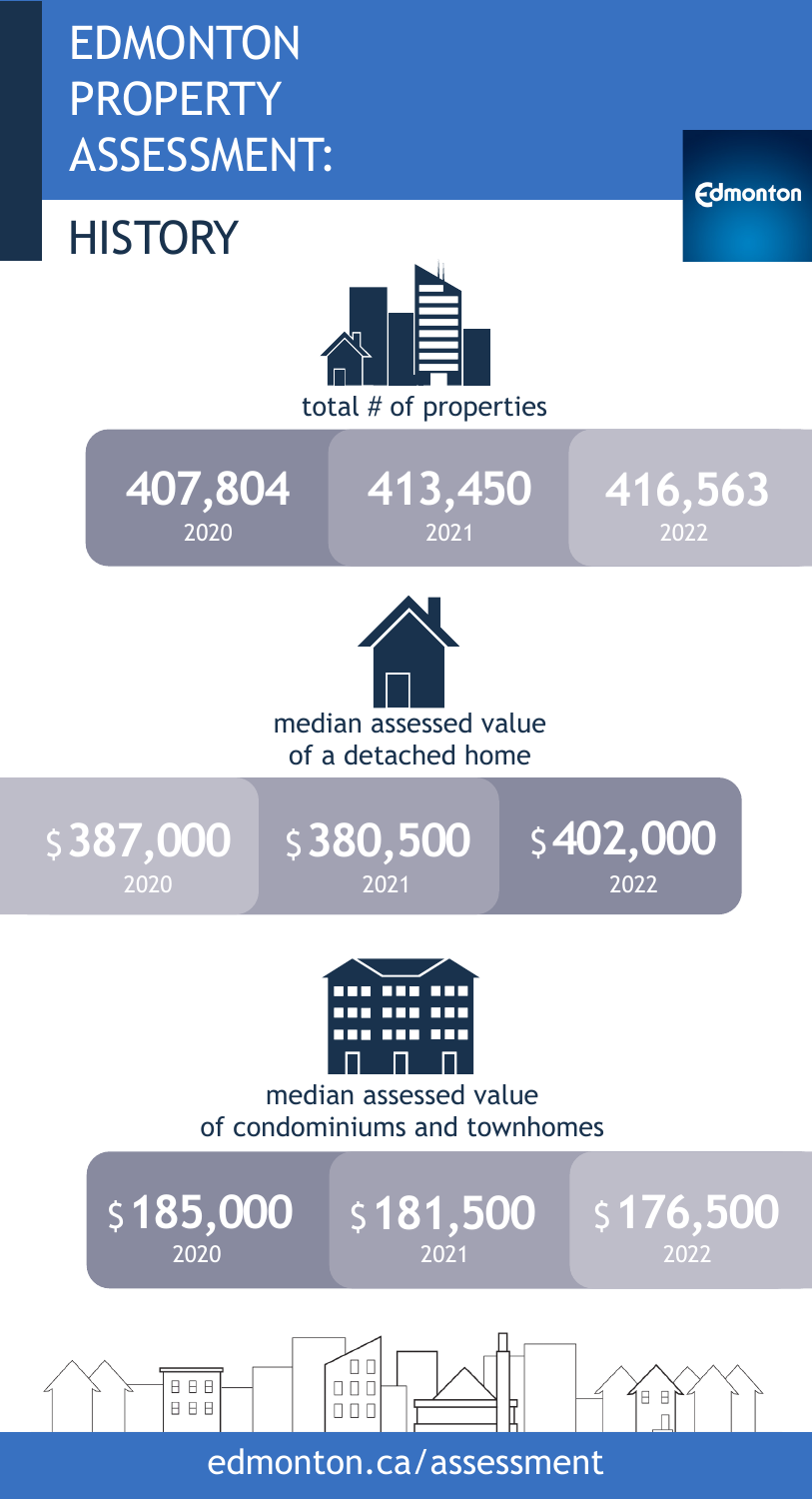# EDMONTON PROPERTY ASSESSMENT:

## HISTORY

Edmonton

total # of properties

| 2020 | 2021 | 2022 |
| --- | --- | --- |
| 407,804 | 413,450 | 416,563 |

median assessed value of a detached home

| 2020 | 2021 | 2022 |
| --- | --- | --- |
| $387,000 | $380,500 | $402,000 |

median assessed value of condominiums and townhomes

| 2020 | 2021 | 2022 |
| --- | --- | --- |
| $185,000 | $181,500 | $176,500 |

edmonton.ca/assessment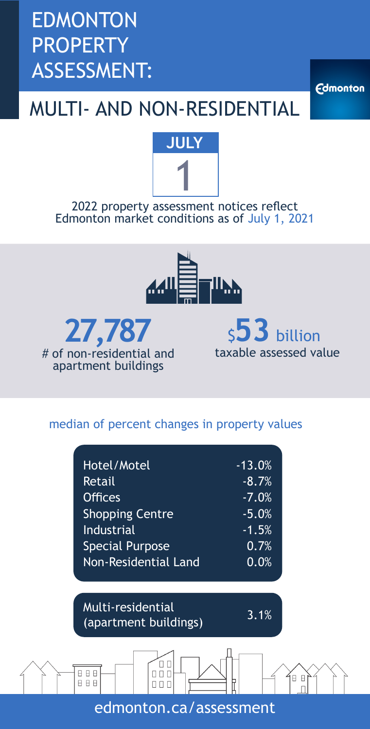# EDMONTON PROPERTY ASSESSMENT:

## MULTI- AND NON-RESIDENTIAL

JULY 1

2022 property assessment notices reflect Edmonton market conditions as of July 1, 2021

**27,787**
# of non-residential and apartment buildings

$**53** billion
taxable assessed value

### median of percent changes in property values

| Property Type | Change |
| --- | --- |
| Hotel/Motel | -13.0% |
| Retail | -8.7% |
| Offices | -7.0% |
| Shopping Centre | -5.0% |
| Industrial | -1.5% |
| Special Purpose | 0.7% |
| Non-Residential Land | 0.0% |

| Property Type | Change |
| --- | --- |
| Multi-residential (apartment buildings) | 3.1% |

edmonton.ca/assessment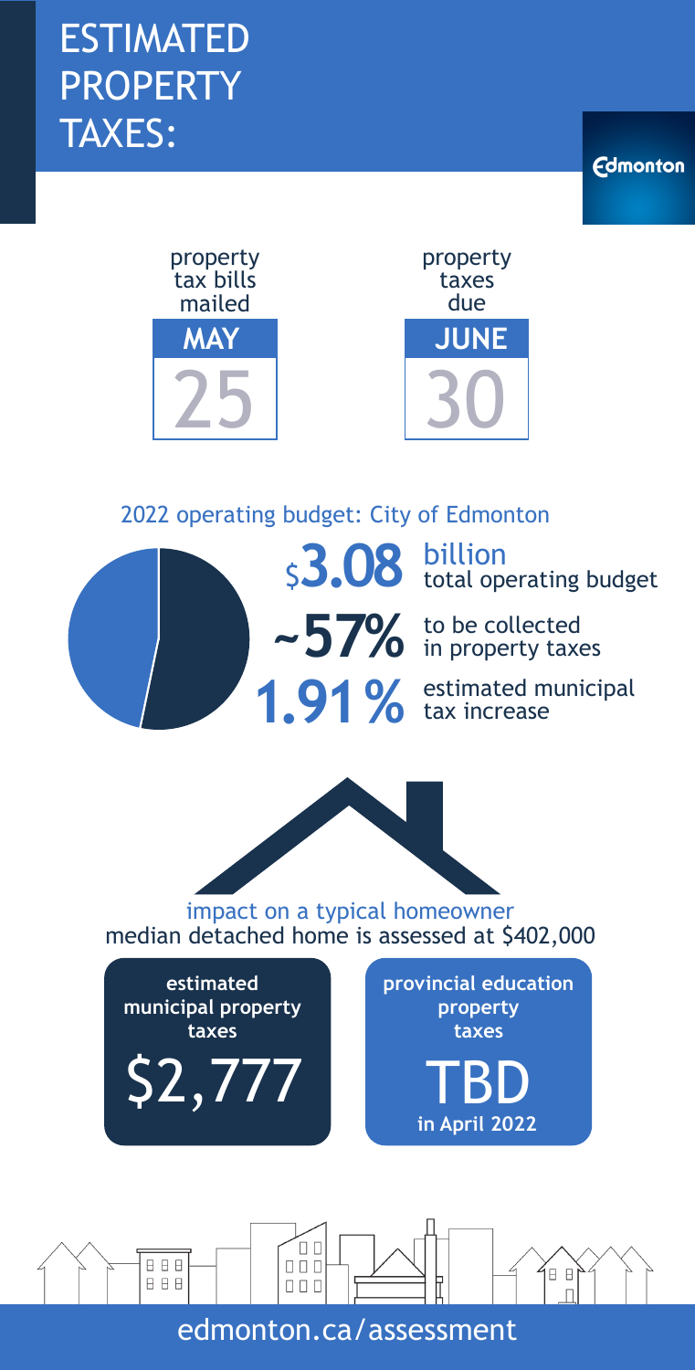# ESTIMATED PROPERTY TAXES:

Edmonton

property tax bills mailed
**MAY**
25

property taxes due
**JUNE**
30

## 2022 operating budget: City of Edmonton

**$3.08** billion total operating budget

**~57%** to be collected in property taxes

**1.91 %** estimated municipal tax increase

## impact on a typical homeowner

median detached home is assessed at $402,000

**estimated municipal property taxes**
$2,777

**provincial education property taxes**
TBD
**in April 2022**

edmonton.ca/assessment